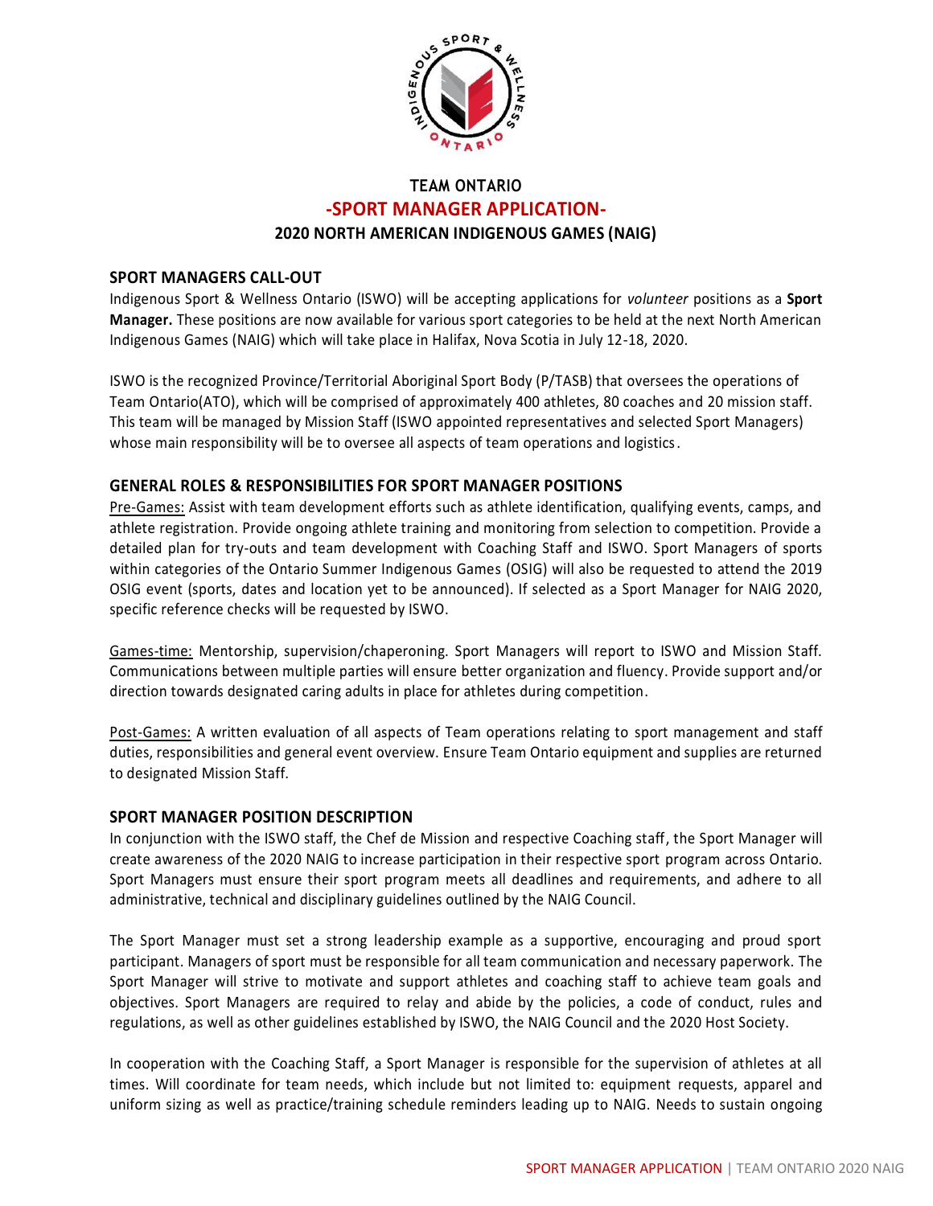# TEAM ONTARIO

## -SPORT MANAGER APPLICATION-

### 2020 NORTH AMERICAN INDIGENOUS GAMES (NAIG)

## SPORT MANAGERS CALL-OUT

Indigenous Sport & Wellness Ontario (ISWO) will be accepting applications for *volunteer* positions as a **Sport Manager.** These positions are now available for various sport categories to be held at the next North American Indigenous Games (NAIG) which will take place in Halifax, Nova Scotia in July 12-18, 2020.

ISWO is the recognized Province/Territorial Aboriginal Sport Body (P/TASB) that oversees the operations of Team Ontario(ATO), which will be comprised of approximately 400 athletes, 80 coaches and 20 mission staff. This team will be managed by Mission Staff (ISWO appointed representatives and selected Sport Managers) whose main responsibility will be to oversee all aspects of team operations and logistics.

## GENERAL ROLES & RESPONSIBILITIES FOR SPORT MANAGER POSITIONS

Pre-Games: Assist with team development efforts such as athlete identification, qualifying events, camps, and athlete registration. Provide ongoing athlete training and monitoring from selection to competition. Provide a detailed plan for try-outs and team development with Coaching Staff and ISWO. Sport Managers of sports within categories of the Ontario Summer Indigenous Games (OSIG) will also be requested to attend the 2019 OSIG event (sports, dates and location yet to be announced). If selected as a Sport Manager for NAIG 2020, specific reference checks will be requested by ISWO.

Games-time: Mentorship, supervision/chaperoning. Sport Managers will report to ISWO and Mission Staff. Communications between multiple parties will ensure better organization and fluency. Provide support and/or direction towards designated caring adults in place for athletes during competition.

Post-Games: A written evaluation of all aspects of Team operations relating to sport management and staff duties, responsibilities and general event overview. Ensure Team Ontario equipment and supplies are returned to designated Mission Staff.

## SPORT MANAGER POSITION DESCRIPTION

In conjunction with the ISWO staff, the Chef de Mission and respective Coaching staff, the Sport Manager will create awareness of the 2020 NAIG to increase participation in their respective sport program across Ontario. Sport Managers must ensure their sport program meets all deadlines and requirements, and adhere to all administrative, technical and disciplinary guidelines outlined by the NAIG Council.

The Sport Manager must set a strong leadership example as a supportive, encouraging and proud sport participant. Managers of sport must be responsible for all team communication and necessary paperwork. The Sport Manager will strive to motivate and support athletes and coaching staff to achieve team goals and objectives. Sport Managers are required to relay and abide by the policies, a code of conduct, rules and regulations, as well as other guidelines established by ISWO, the NAIG Council and the 2020 Host Society.

In cooperation with the Coaching Staff, a Sport Manager is responsible for the supervision of athletes at all times. Will coordinate for team needs, which include but not limited to: equipment requests, apparel and uniform sizing as well as practice/training schedule reminders leading up to NAIG. Needs to sustain ongoing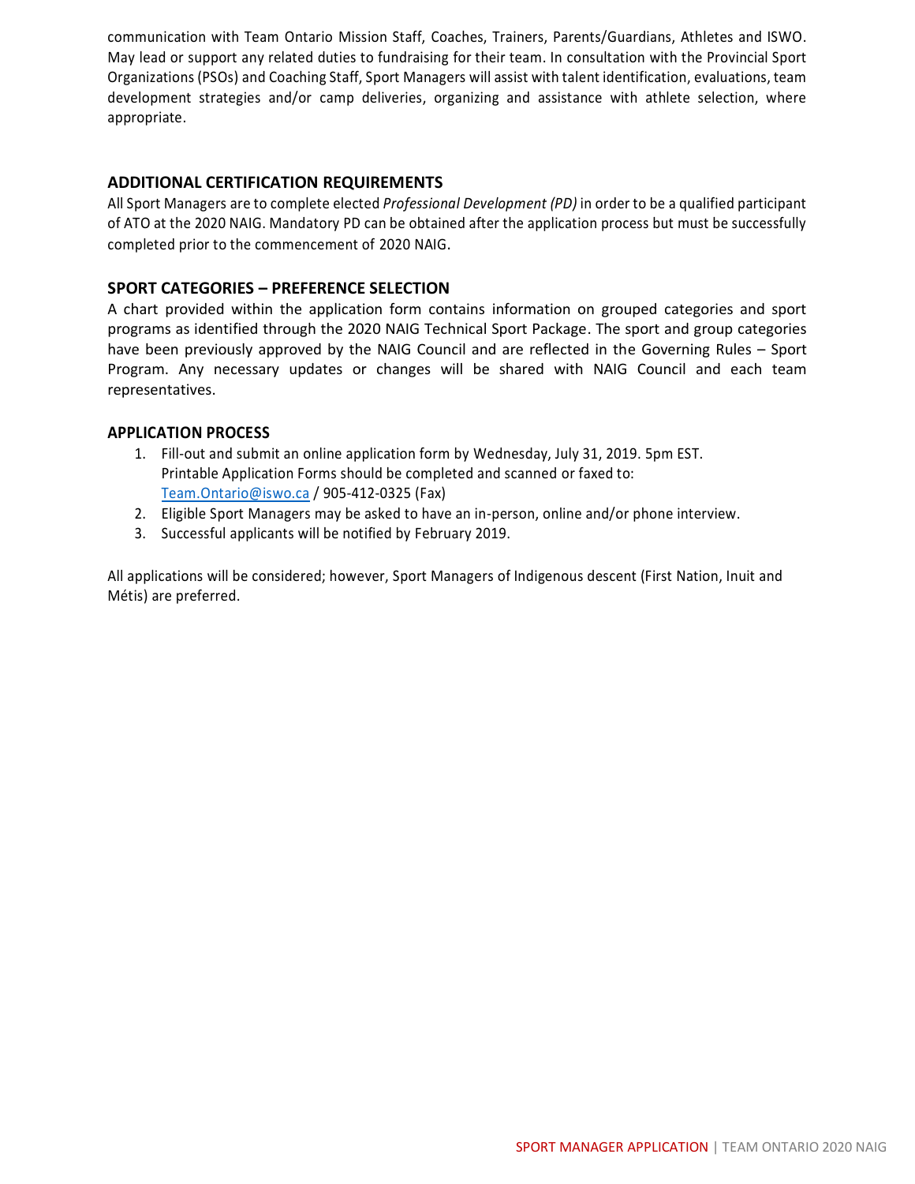communication with Team Ontario Mission Staff, Coaches, Trainers, Parents/Guardians, Athletes and ISWO. May lead or support any related duties to fundraising for their team. In consultation with the Provincial Sport Organizations (PSOs) and Coaching Staff, Sport Managers will assist with talent identification, evaluations, team development strategies and/or camp deliveries, organizing and assistance with athlete selection, where appropriate.

## ADDITIONAL CERTIFICATION REQUIREMENTS

All Sport Managers are to complete elected *Professional Development (PD)* in order to be a qualified participant of ATO at the 2020 NAIG. Mandatory PD can be obtained after the application process but must be successfully completed prior to the commencement of 2020 NAIG.

## SPORT CATEGORIES – PREFERENCE SELECTION

A chart provided within the application form contains information on grouped categories and sport programs as identified through the 2020 NAIG Technical Sport Package. The sport and group categories have been previously approved by the NAIG Council and are reflected in the Governing Rules – Sport Program. Any necessary updates or changes will be shared with NAIG Council and each team representatives.

## APPLICATION PROCESS

1. Fill-out and submit an online application form by Wednesday, July 31, 2019. 5pm EST. Printable Application Forms should be completed and scanned or faxed to: Team.Ontario@iswo.ca / 905-412-0325 (Fax)
2. Eligible Sport Managers may be asked to have an in-person, online and/or phone interview.
3. Successful applicants will be notified by February 2019.

All applications will be considered; however, Sport Managers of Indigenous descent (First Nation, Inuit and Métis) are preferred.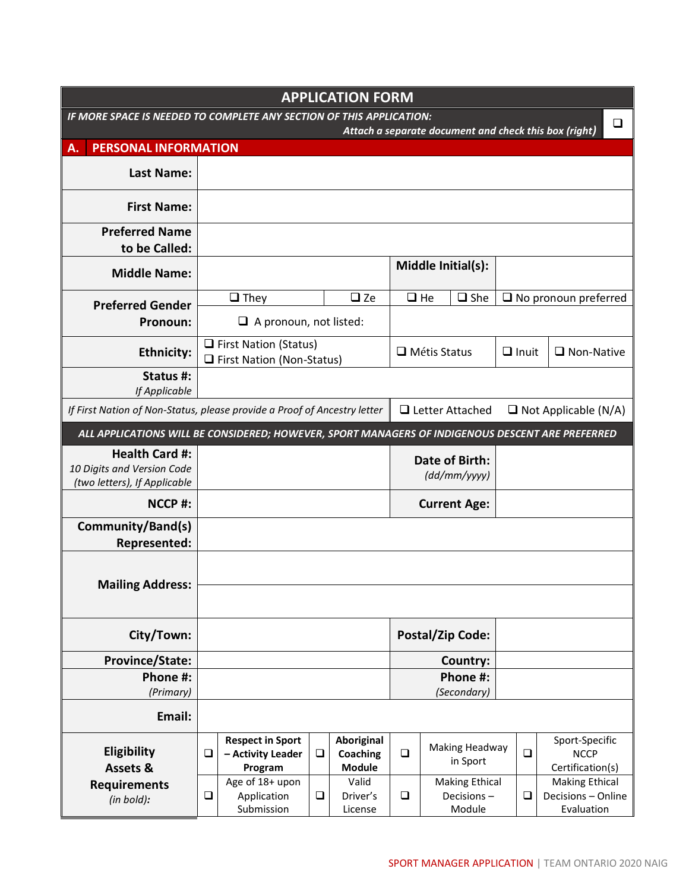## APPLICATION FORM

*IF MORE SPACE IS NEEDED TO COMPLETE ANY SECTION OF THIS APPLICATION: Attach a separate document and check this box (right)* ❑

## A. PERSONAL INFORMATION

| | | | | | | |
|---|---|---|---|---|---|---|
| **Last Name:** | | | | | | |
| **First Name:** | | | | | | |
| **Preferred Name to be Called:** | | | | | | |
| **Middle Name:** | | | **Middle Initial(s):** | | | |
| **Preferred Gender Pronoun:** | ❑ They | ❑ Ze | ❑ He | ❑ She | ❑ No pronoun preferred | |
| | ❑ A pronoun, not listed: | | | | | |
| **Ethnicity:** | ❑ First Nation (Status)<br>❑ First Nation (Non-Status) | | ❑ Métis Status | | ❑ Inuit | ❑ Non-Native |
| **Status #:** *If Applicable* | | | | | | |
| *If First Nation of Non-Status, please provide a Proof of Ancestry letter* | | | ❑ Letter Attached | | ❑ Not Applicable (N/A) | |

***ALL APPLICATIONS WILL BE CONSIDERED; HOWEVER, SPORT MANAGERS OF INDIGENOUS DESCENT ARE PREFERRED***

| | | | |
|---|---|---|---|
| **Health Card #:** *10 Digits and Version Code (two letters), If Applicable* | | **Date of Birth:** *(dd/mm/yyyy)* | |
| **NCCP #:** | | **Current Age:** | |
| **Community/Band(s) Represented:** | | | |
| **Mailing Address:** | | | |
| | | | |
| **City/Town:** | | **Postal/Zip Code:** | |
| **Province/State:** | | **Country:** | |
| **Phone #:** *(Primary)* | | **Phone #:** *(Secondary)* | |
| **Email:** | | | |

| **Eligibility Assets & Requirements** *(in bold):* | | | | | | | | |
|---|---|---|---|---|---|---|---|---|
| | ❑ | **Respect in Sport – Activity Leader Program** | ❑ | **Aboriginal Coaching Module** | ❑ | Making Headway in Sport | ❑ | Sport-Specific NCCP Certification(s) |
| | ❑ | Age of 18+ upon Application Submission | ❑ | Valid Driver's License | ❑ | Making Ethical Decisions – Module | ❑ | Making Ethical Decisions – Online Evaluation |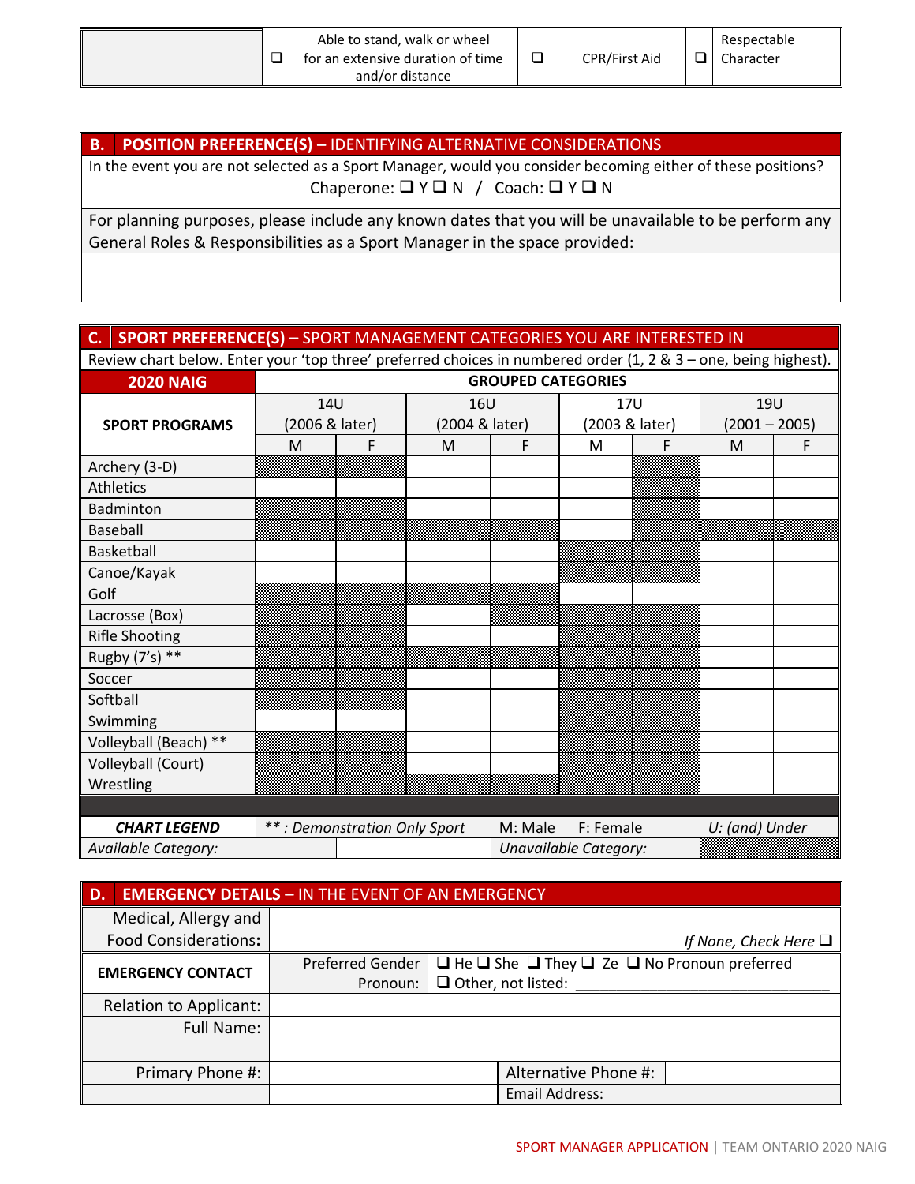| | ❑ | Able to stand, walk or wheel for an extensive duration of time and/or distance | ❑ | CPR/First Aid | ❑ | Respectable Character |
|---|---|---|---|---|---|---|

## B. POSITION PREFERENCE(S) – IDENTIFYING ALTERNATIVE CONSIDERATIONS

In the event you are not selected as a Sport Manager, would you consider becoming either of these positions?

Chaperone: ❑ Y ❑ N / Coach: ❑ Y ❑ N

For planning purposes, please include any known dates that you will be unavailable to be perform any General Roles & Responsibilities as a Sport Manager in the space provided:

| |
|---|
| |

## C. SPORT PREFERENCE(S) – SPORT MANAGEMENT CATEGORIES YOU ARE INTERESTED IN

Review chart below. Enter your 'top three' preferred choices in numbered order (1, 2 & 3 – one, being highest).

| **2020 NAIG** | **GROUPED CATEGORIES** | | | | | | | |
|---|---|---|---|---|---|---|---|---|
| **SPORT PROGRAMS** | 14U (2006 & later) | | 16U (2004 & later) | | 17U (2003 & later) | | 19U (2001 – 2005) | |
| | M | F | M | F | M | F | M | F |
| Archery (3-D) | ▒ | ▒ | | | | ▒ | | |
| Athletics | | | | | | ▒ | | |
| Badminton | ▒ | ▒ | | | | ▒ | | |
| Baseball | ▒ | ▒ | ▒ | ▒ | | ▒ | ▒ | ▒ |
| Basketball | | | | | ▒ | ▒ | | |
| Canoe/Kayak | | | | | ▒ | ▒ | | |
| Golf | ▒ | ▒ | ▒ | ▒ | | | | |
| Lacrosse (Box) | ▒ | ▒ | | ▒ | ▒ | ▒ | | |
| Rifle Shooting | ▒ | ▒ | | | ▒ | ▒ | | |
| Rugby (7's) ** | ▒ | ▒ | ▒ | ▒ | ▒ | ▒ | | |
| Soccer | ▒ | ▒ | | | ▒ | ▒ | | |
| Softball | ▒ | ▒ | | | ▒ | ▒ | | |
| Swimming | | | | | ▒ | ▒ | | |
| Volleyball (Beach) ** | ▒ | ▒ | | | ▒ | ▒ | | |
| Volleyball (Court) | ▒ | ▒ | | | ▒ | ▒ | | |
| Wrestling | ▒ | ▒ | ▒ | ▒ | ▒ | ▒ | | |

| ***CHART LEGEND*** | *** : Demonstration Only Sport* | M: Male | F: Female | *U: (and) Under* |
|---|---|---|---|---|
| *Available Category:* | | *Unavailable Category:* | | ▒ |

## D. EMERGENCY DETAILS – IN THE EVENT OF AN EMERGENCY

| Medical, Allergy and Food Considerations: | *If None, Check Here* ❑ | | |
|---|---|---|---|
| **EMERGENCY CONTACT** | Preferred Gender Pronoun: | ❑ He ❑ She ❑ They ❑ Ze ❑ No Pronoun preferred ❑ Other, not listed: ______________ | |
| Relation to Applicant: | | | |
| Full Name: | | | |
| Primary Phone #: | | Alternative Phone #: | |
| | | Email Address: | |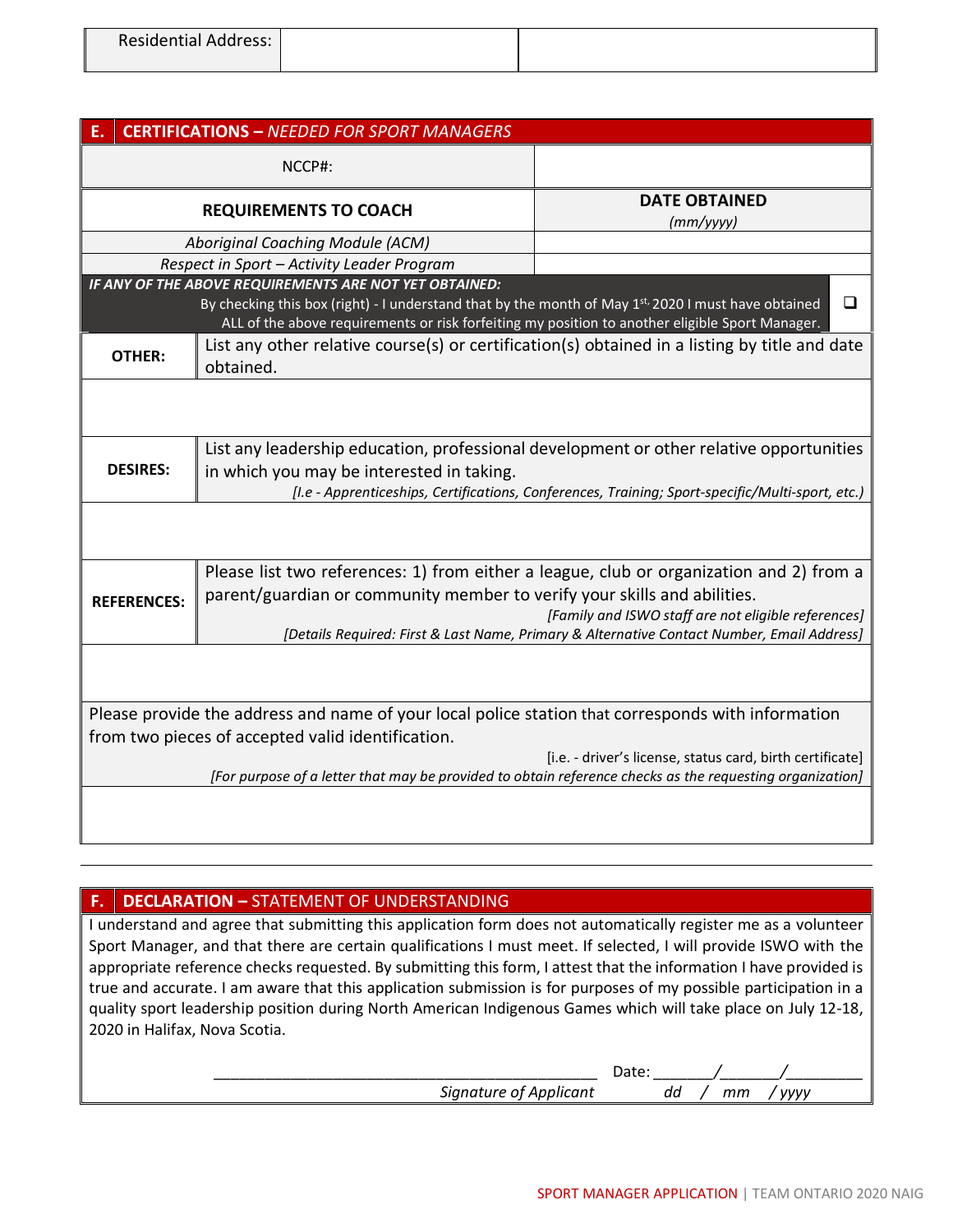| | | |
|---|---|---|
| Residential Address: | | |

## E. CERTIFICATIONS – *NEEDED FOR SPORT MANAGERS*

| NCCP#: | |
|---|---|
| **REQUIREMENTS TO COACH** | **DATE OBTAINED** *(mm/yyyy)* |
| *Aboriginal Coaching Module (ACM)* | |
| *Respect in Sport – Activity Leader Program* | |

***IF ANY OF THE ABOVE REQUIREMENTS ARE NOT YET OBTAINED:***

By checking this box (right) - I understand that by the month of May 1st, 2020 I must have obtained ALL of the above requirements or risk forfeiting my position to another eligible Sport Manager. ❑

| | |
|---|---|
| **OTHER:** | List any other relative course(s) or certification(s) obtained in a listing by title and date obtained. |
| | |
| **DESIRES:** | List any leadership education, professional development or other relative opportunities in which you may be interested in taking. *[I.e - Apprenticeships, Certifications, Conferences, Training; Sport-specific/Multi-sport, etc.)* |
| | |
| **REFERENCES:** | Please list two references: 1) from either a league, club or organization and 2) from a parent/guardian or community member to verify your skills and abilities. *[Family and ISWO staff are not eligible references]* *[Details Required: First & Last Name, Primary & Alternative Contact Number, Email Address]* |
| | |

Please provide the address and name of your local police station that corresponds with information from two pieces of accepted valid identification.

[i.e. - driver's license, status card, birth certificate]

*[For purpose of a letter that may be provided to obtain reference checks as the requesting organization]*

## F. DECLARATION – STATEMENT OF UNDERSTANDING

I understand and agree that submitting this application form does not automatically register me as a volunteer Sport Manager, and that there are certain qualifications I must meet. If selected, I will provide ISWO with the appropriate reference checks requested. By submitting this form, I attest that the information I have provided is true and accurate. I am aware that this application submission is for purposes of my possible participation in a quality sport leadership position during North American Indigenous Games which will take place on July 12-18, 2020 in Halifax, Nova Scotia.

______________________________________________ Date: _______/_______/_________

*Signature of Applicant* *dd / mm / yyyy*